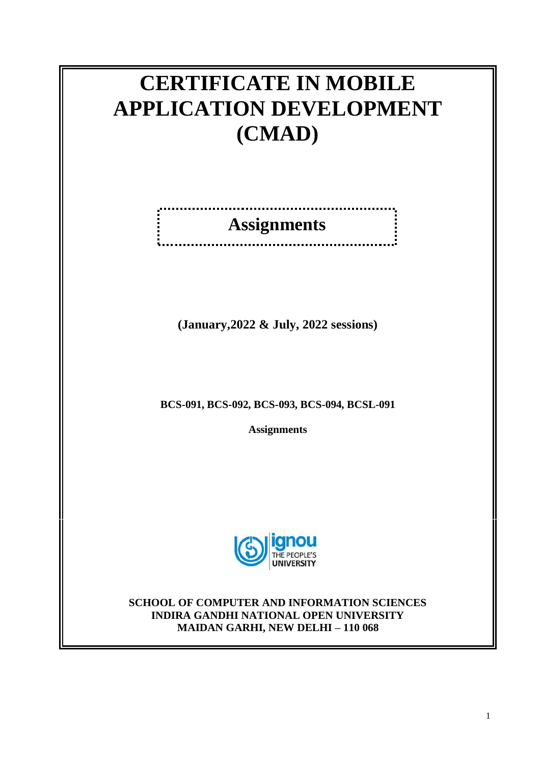# CERTIFICATE IN MOBILE APPLICATION DEVELOPMENT (CMAD)

## Assignments

**(January,2022 & July, 2022 sessions)**

**BCS-091, BCS-092, BCS-093, BCS-094, BCSL-091**

**Assignments**

**SCHOOL OF COMPUTER AND INFORMATION SCIENCES**
**INDIRA GANDHI NATIONAL OPEN UNIVERSITY**
**MAIDAN GARHI, NEW DELHI – 110 068**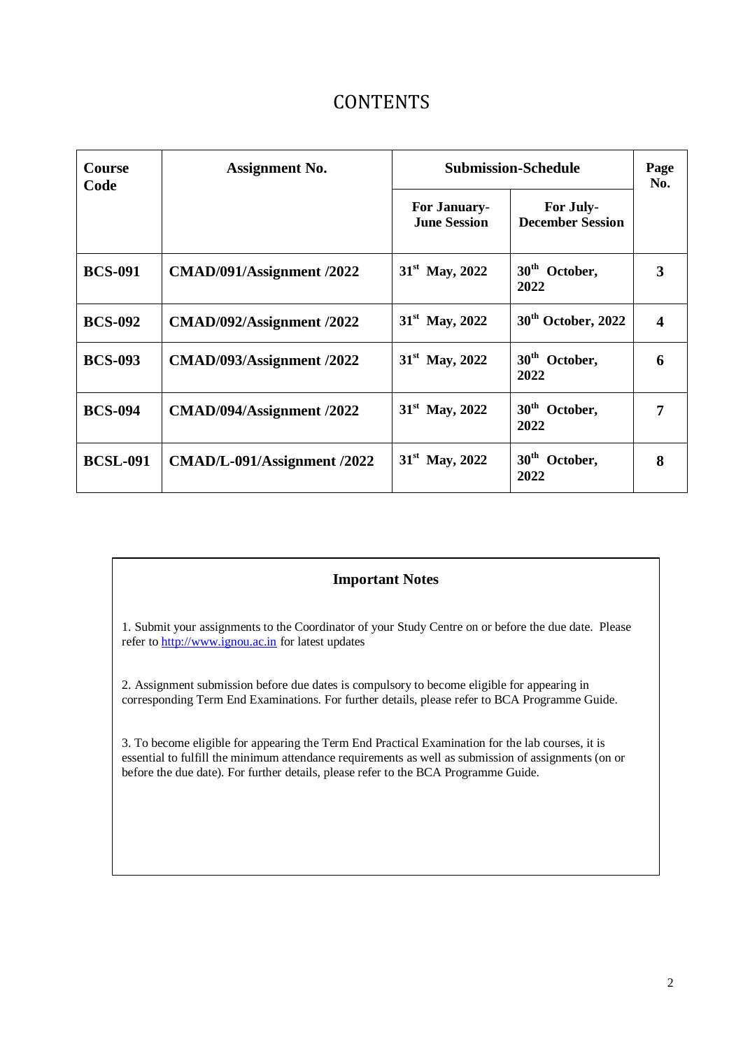# CONTENTS

| Course Code | Assignment No. | Submission-Schedule | | Page No. |
|---|---|---|---|---|
| | | For January-June Session | For July-December Session | |
| **BCS-091** | **CMAD/091/Assignment /2022** | **31st May, 2022** | **30th October, 2022** | **3** |
| **BCS-092** | **CMAD/092/Assignment /2022** | **31st May, 2022** | **30th October, 2022** | **4** |
| **BCS-093** | **CMAD/093/Assignment /2022** | **31st May, 2022** | **30th October, 2022** | **6** |
| **BCS-094** | **CMAD/094/Assignment /2022** | **31st May, 2022** | **30th October, 2022** | **7** |
| **BCSL-091** | **CMAD/L-091/Assignment /2022** | **31st May, 2022** | **30th October, 2022** | **8** |

## Important Notes

1. Submit your assignments to the Coordinator of your Study Centre on or before the due date. Please refer to http://www.ignou.ac.in for latest updates

2. Assignment submission before due dates is compulsory to become eligible for appearing in corresponding Term End Examinations. For further details, please refer to BCA Programme Guide.

3. To become eligible for appearing the Term End Practical Examination for the lab courses, it is essential to fulfill the minimum attendance requirements as well as submission of assignments (on or before the due date). For further details, please refer to the BCA Programme Guide.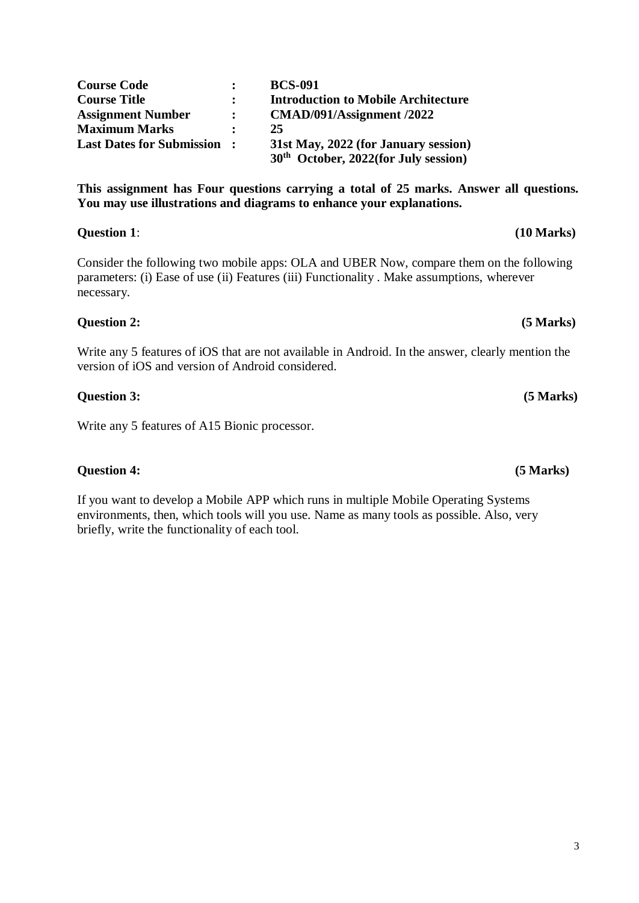| **Course Code** | **:** | **BCS-091** |
| --- | --- | --- |
| **Course Title** | **:** | **Introduction to Mobile Architecture** |
| **Assignment Number** | **:** | **CMAD/091/Assignment /2022** |
| **Maximum Marks** | **:** | **25** |
| **Last Dates for Submission** | **:** | **31st May, 2022 (for January session)** |
| | | **30th October, 2022(for July session)** |

**This assignment has Four questions carrying a total of 25 marks. Answer all questions. You may use illustrations and diagrams to enhance your explanations.**

**Question 1**: **(10 Marks)**

Consider the following two mobile apps: OLA and UBER Now, compare them on the following parameters: (i) Ease of use (ii) Features (iii) Functionality . Make assumptions, wherever necessary.

**Question 2:** **(5 Marks)**

Write any 5 features of iOS that are not available in Android. In the answer, clearly mention the version of iOS and version of Android considered.

**Question 3:** **(5 Marks)**

Write any 5 features of A15 Bionic processor.

**Question 4:** **(5 Marks)**

If you want to develop a Mobile APP which runs in multiple Mobile Operating Systems environments, then, which tools will you use. Name as many tools as possible. Also, very briefly, write the functionality of each tool.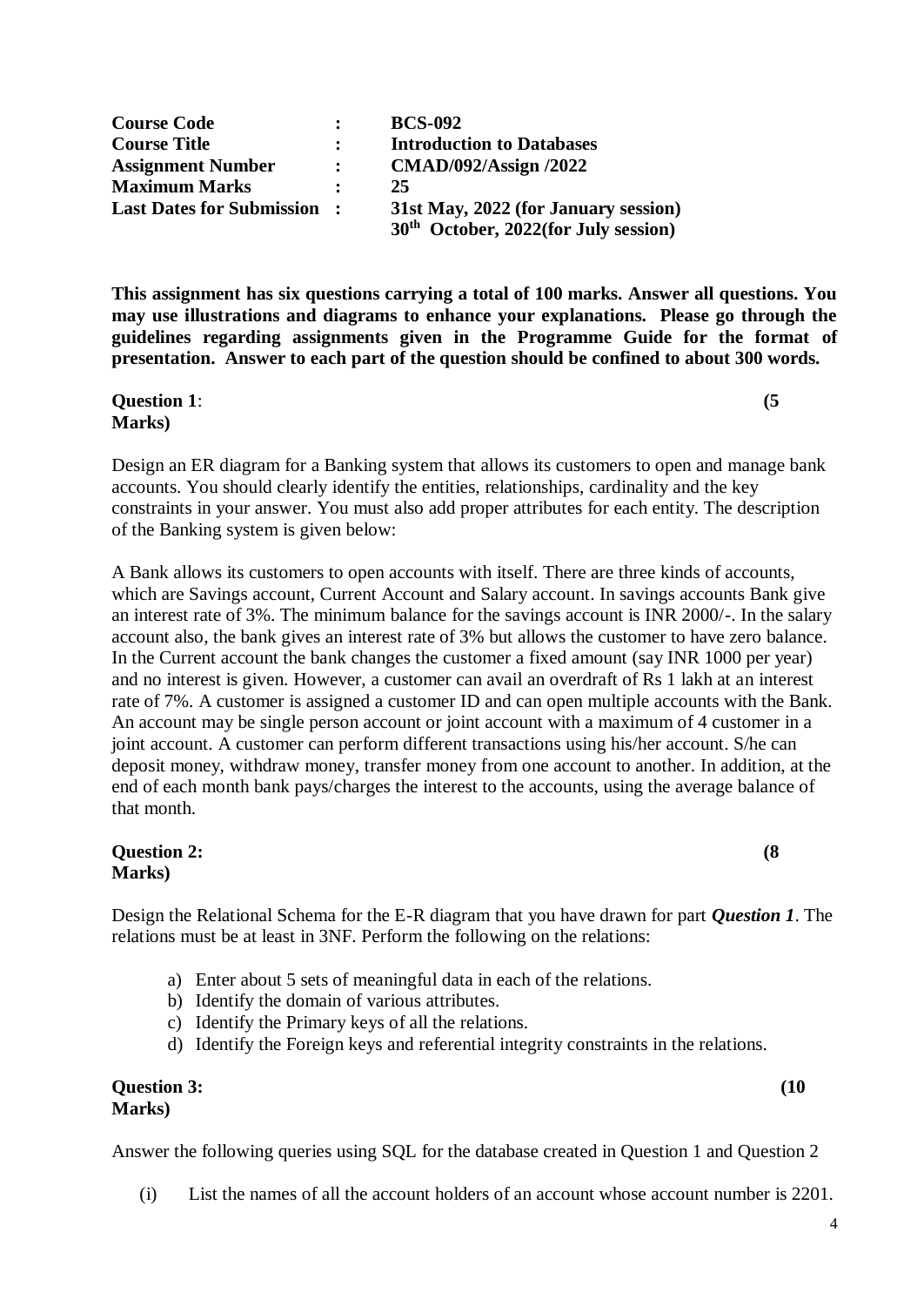| | | |
|---|---|---|
| **Course Code** | **:** | **BCS-092** |
| **Course Title** | **:** | **Introduction to Databases** |
| **Assignment Number** | **:** | **CMAD/092/Assign /2022** |
| **Maximum Marks** | **:** | **25** |
| **Last Dates for Submission** | **:** | **31st May, 2022 (for January session)** |
| | | **30th October, 2022(for July session)** |

**This assignment has six questions carrying a total of 100 marks. Answer all questions. You may use illustrations and diagrams to enhance your explanations. Please go through the guidelines regarding assignments given in the Programme Guide for the format of presentation. Answer to each part of the question should be confined to about 300 words.**

**Question 1**: **(5 Marks)**

Design an ER diagram for a Banking system that allows its customers to open and manage bank accounts. You should clearly identify the entities, relationships, cardinality and the key constraints in your answer. You must also add proper attributes for each entity. The description of the Banking system is given below:

A Bank allows its customers to open accounts with itself. There are three kinds of accounts, which are Savings account, Current Account and Salary account. In savings accounts Bank give an interest rate of 3%. The minimum balance for the savings account is INR 2000/-. In the salary account also, the bank gives an interest rate of 3% but allows the customer to have zero balance. In the Current account the bank changes the customer a fixed amount (say INR 1000 per year) and no interest is given. However, a customer can avail an overdraft of Rs 1 lakh at an interest rate of 7%. A customer is assigned a customer ID and can open multiple accounts with the Bank. An account may be single person account or joint account with a maximum of 4 customer in a joint account. A customer can perform different transactions using his/her account. S/he can deposit money, withdraw money, transfer money from one account to another. In addition, at the end of each month bank pays/charges the interest to the accounts, using the average balance of that month.

**Question 2:** **(8 Marks)**

Design the Relational Schema for the E-R diagram that you have drawn for part ***Question 1***. The relations must be at least in 3NF. Perform the following on the relations:

a) Enter about 5 sets of meaningful data in each of the relations.
b) Identify the domain of various attributes.
c) Identify the Primary keys of all the relations.
d) Identify the Foreign keys and referential integrity constraints in the relations.

**Question 3:** **(10 Marks)**

Answer the following queries using SQL for the database created in Question 1 and Question 2

(i) List the names of all the account holders of an account whose account number is 2201.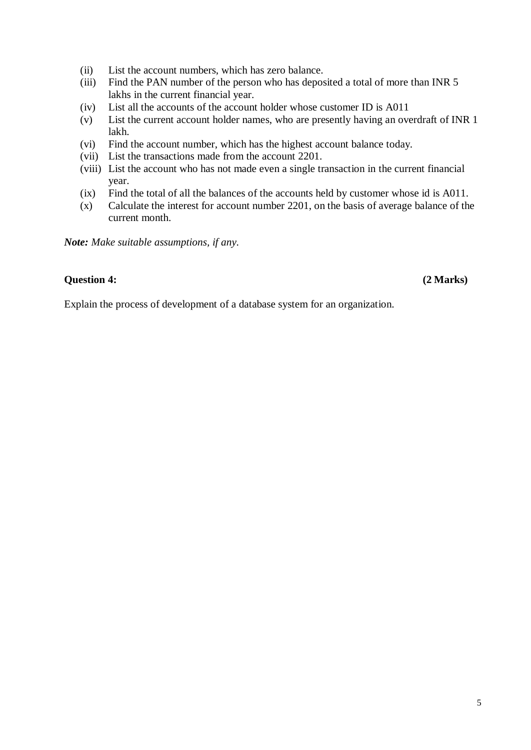(ii) List the account numbers, which has zero balance.

(iii) Find the PAN number of the person who has deposited a total of more than INR 5 lakhs in the current financial year.

(iv) List all the accounts of the account holder whose customer ID is A011

(v) List the current account holder names, who are presently having an overdraft of INR 1 lakh.

(vi) Find the account number, which has the highest account balance today.

(vii) List the transactions made from the account 2201.

(viii) List the account who has not made even a single transaction in the current financial year.

(ix) Find the total of all the balances of the accounts held by customer whose id is A011.

(x) Calculate the interest for account number 2201, on the basis of average balance of the current month.

***Note:*** *Make suitable assumptions, if any.*

**Question 4:** **(2 Marks)**

Explain the process of development of a database system for an organization.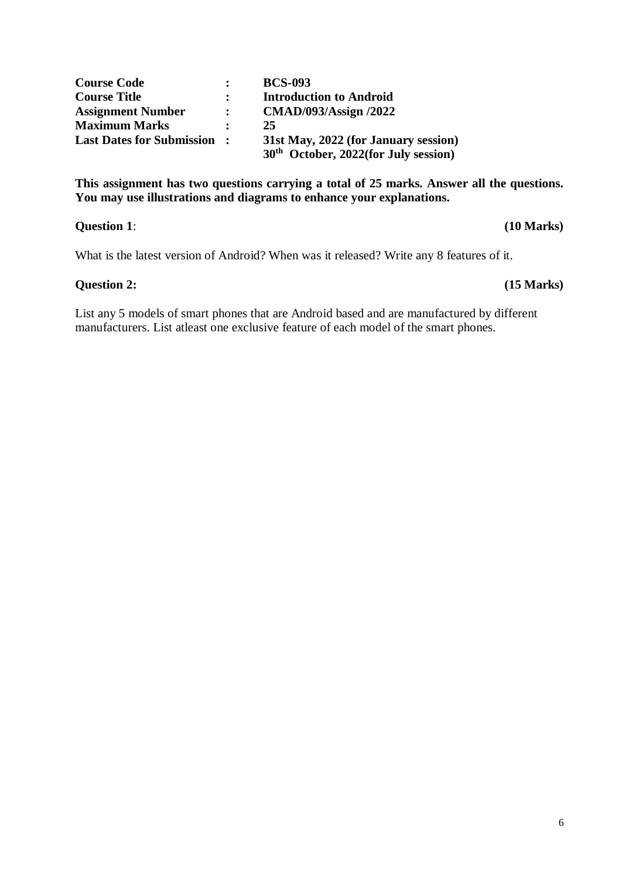| | | |
|---|---|---|
| **Course Code** | **:** | **BCS-093** |
| **Course Title** | **:** | **Introduction to Android** |
| **Assignment Number** | **:** | **CMAD/093/Assign /2022** |
| **Maximum Marks** | **:** | **25** |
| **Last Dates for Submission** | **:** | **31st May, 2022 (for January session)** |
| | | **30th October, 2022(for July session)** |

**This assignment has two questions carrying a total of 25 marks. Answer all the questions. You may use illustrations and diagrams to enhance your explanations.**

**Question 1**: **(10 Marks)**

What is the latest version of Android? When was it released? Write any 8 features of it.

**Question 2:** **(15 Marks)**

List any 5 models of smart phones that are Android based and are manufactured by different manufacturers. List atleast one exclusive feature of each model of the smart phones.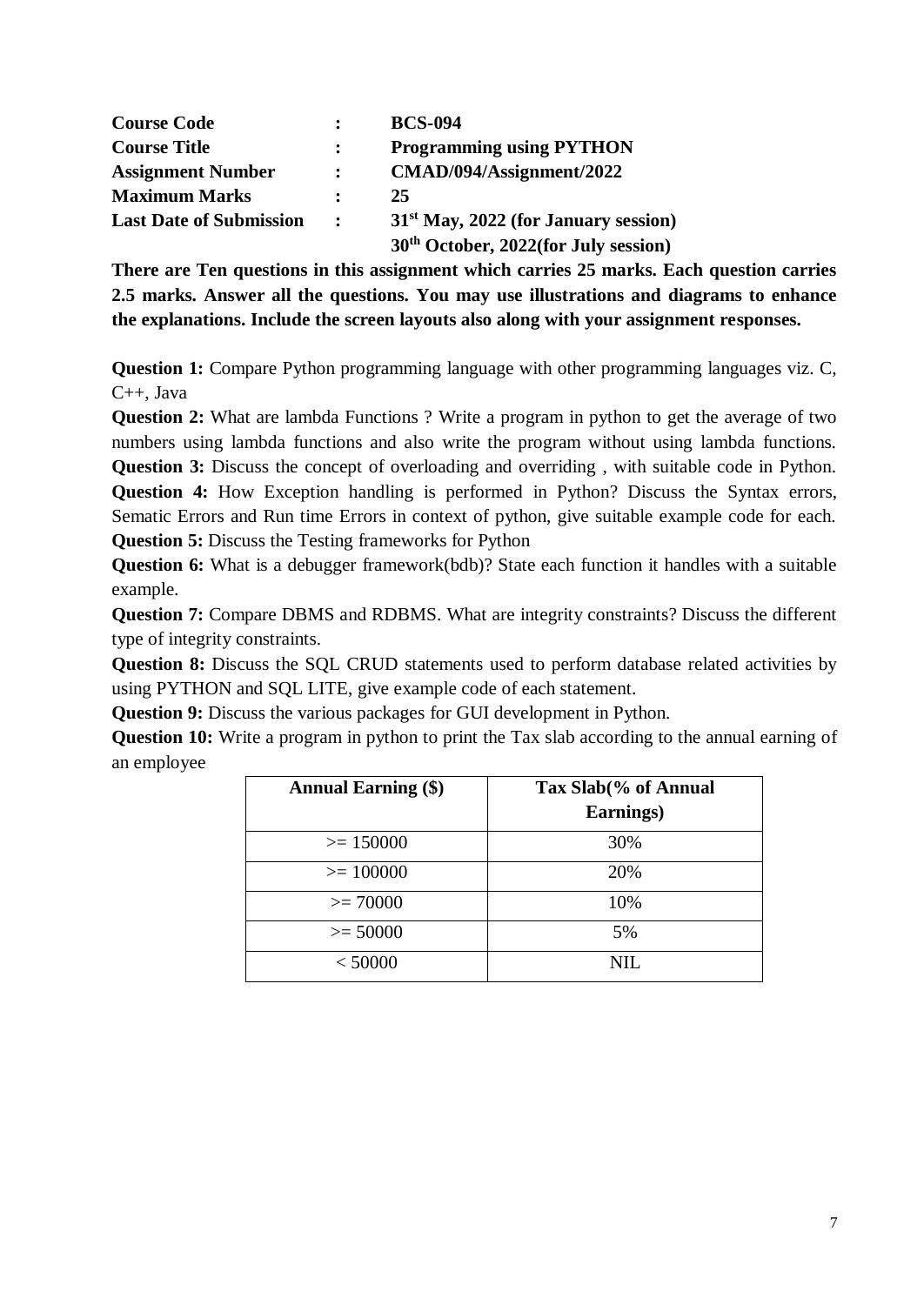| | | |
|---|---|---|
| **Course Code** | **:** | **BCS-094** |
| **Course Title** | **:** | **Programming using PYTHON** |
| **Assignment Number** | **:** | **CMAD/094/Assignment/2022** |
| **Maximum Marks** | **:** | **25** |
| **Last Date of Submission** | **:** | **31st May, 2022 (for January session)** |
| | | **30th October, 2022(for July session)** |

**There are Ten questions in this assignment which carries 25 marks. Each question carries 2.5 marks. Answer all the questions. You may use illustrations and diagrams to enhance the explanations. Include the screen layouts also along with your assignment responses.**

**Question 1:** Compare Python programming language with other programming languages viz. C, C++, Java

**Question 2:** What are lambda Functions ? Write a program in python to get the average of two numbers using lambda functions and also write the program without using lambda functions.

**Question 3:** Discuss the concept of overloading and overriding , with suitable code in Python.

**Question 4:** How Exception handling is performed in Python? Discuss the Syntax errors, Sematic Errors and Run time Errors in context of python, give suitable example code for each.

**Question 5:** Discuss the Testing frameworks for Python

**Question 6:** What is a debugger framework(bdb)? State each function it handles with a suitable example.

**Question 7:** Compare DBMS and RDBMS. What are integrity constraints? Discuss the different type of integrity constraints.

**Question 8:** Discuss the SQL CRUD statements used to perform database related activities by using PYTHON and SQL LITE, give example code of each statement.

**Question 9:** Discuss the various packages for GUI development in Python.

**Question 10:** Write a program in python to print the Tax slab according to the annual earning of an employee

| Annual Earning ($) | Tax Slab(% of Annual Earnings) |
|---|---|
| >= 150000 | 30% |
| >= 100000 | 20% |
| >= 70000 | 10% |
| >= 50000 | 5% |
| < 50000 | NIL |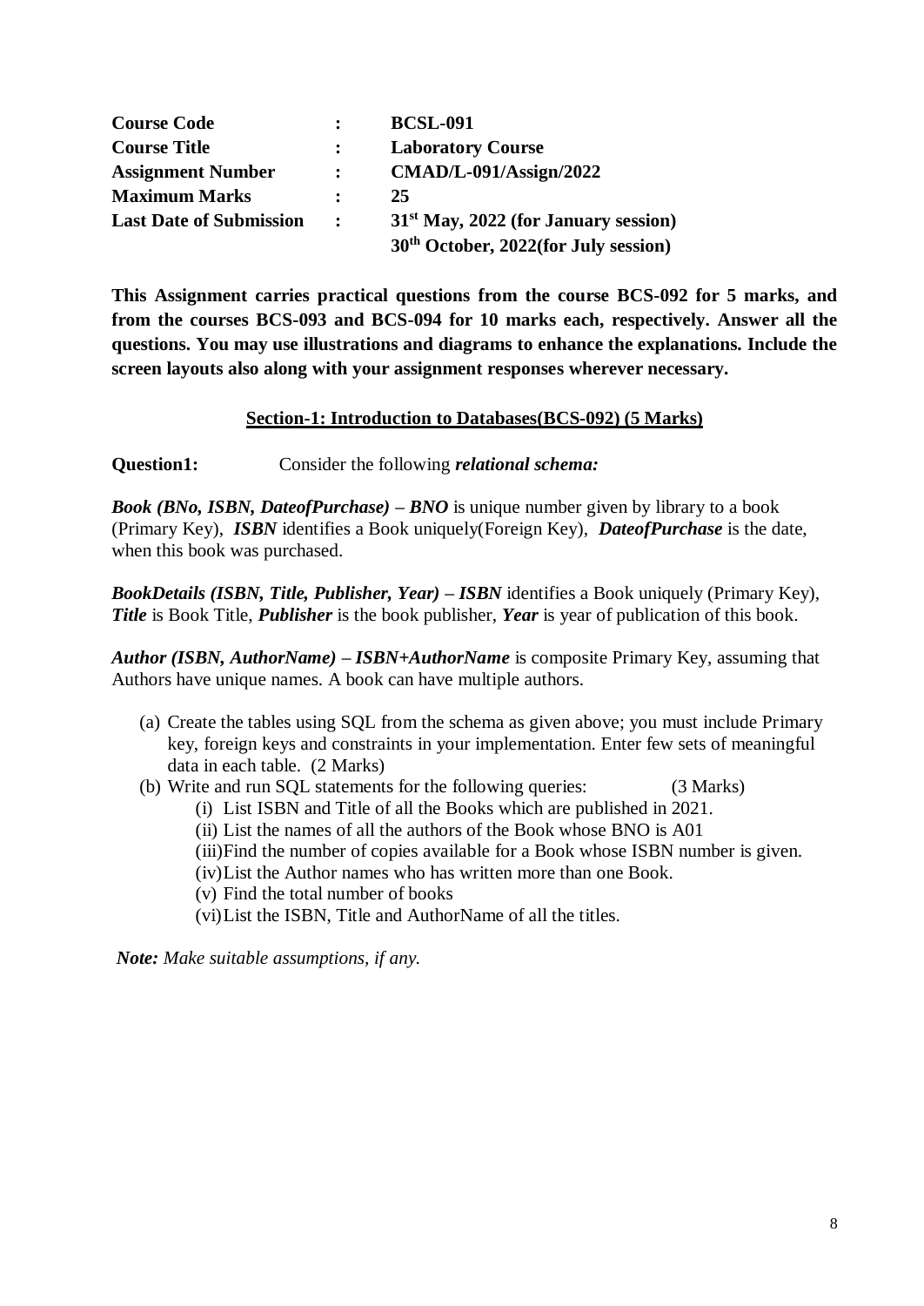| | | |
|---|---|---|
| **Course Code** | **:** | **BCSL-091** |
| **Course Title** | **:** | **Laboratory Course** |
| **Assignment Number** | **:** | **CMAD/L-091/Assign/2022** |
| **Maximum Marks** | **:** | **25** |
| **Last Date of Submission** | **:** | **31st May, 2022 (for January session)** |
| | | **30th October, 2022(for July session)** |

**This Assignment carries practical questions from the course BCS-092 for 5 marks, and from the courses BCS-093 and BCS-094 for 10 marks each, respectively. Answer all the questions. You may use illustrations and diagrams to enhance the explanations. Include the screen layouts also along with your assignment responses wherever necessary.**

## Section-1: Introduction to Databases(BCS-092) (5 Marks)

**Question1:** Consider the following ***relational schema:***

***Book (BNo, ISBN, DateofPurchase) – BNO*** is unique number given by library to a book (Primary Key), ***ISBN*** identifies a Book uniquely(Foreign Key), ***DateofPurchase*** is the date, when this book was purchased.

***BookDetails (ISBN, Title, Publisher, Year) – ISBN*** identifies a Book uniquely (Primary Key), ***Title*** is Book Title, ***Publisher*** is the book publisher, ***Year*** is year of publication of this book.

***Author (ISBN, AuthorName) – ISBN+AuthorName*** is composite Primary Key, assuming that Authors have unique names. A book can have multiple authors.

(a) Create the tables using SQL from the schema as given above; you must include Primary key, foreign keys and constraints in your implementation. Enter few sets of meaningful data in each table. (2 Marks)

(b) Write and run SQL statements for the following queries: (3 Marks)

  (i) List ISBN and Title of all the Books which are published in 2021.

  (ii) List the names of all the authors of the Book whose BNO is A01

  (iii) Find the number of copies available for a Book whose ISBN number is given.

  (iv) List the Author names who has written more than one Book.

  (v) Find the total number of books

  (vi) List the ISBN, Title and AuthorName of all the titles.

***Note:*** *Make suitable assumptions, if any.*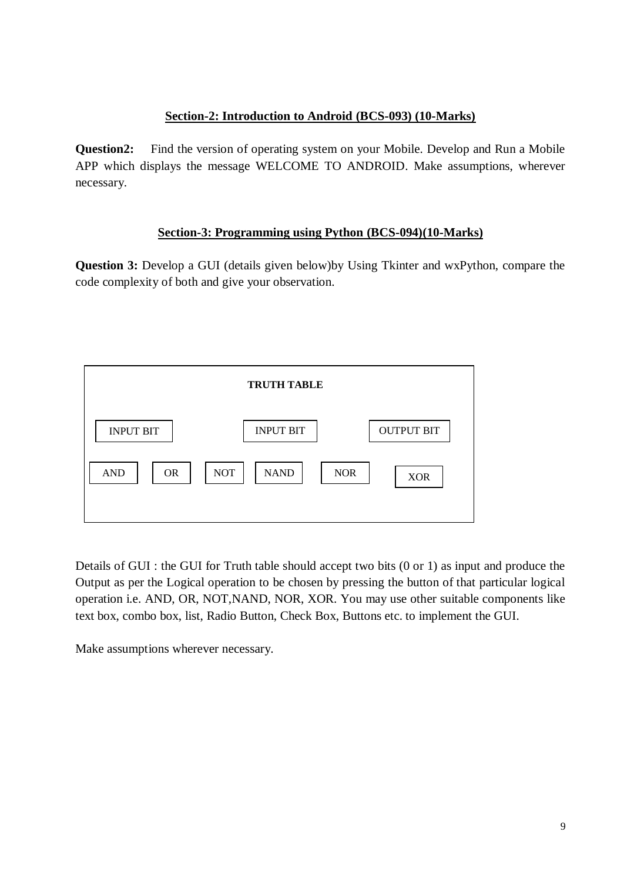## Section-2: Introduction to Android (BCS-093) (10-Marks)

**Question2:** Find the version of operating system on your Mobile. Develop and Run a Mobile APP which displays the message WELCOME TO ANDROID. Make assumptions, wherever necessary.

## Section-3: Programming using Python (BCS-094)(10-Marks)

**Question 3:** Develop a GUI (details given below)by Using Tkinter and wxPython, compare the code complexity of both and give your observation.

**TRUTH TABLE**

INPUT BIT

INPUT BIT

OUTPUT BIT

AND

OR

NOT

NAND

NOR

XOR

Details of GUI : the GUI for Truth table should accept two bits (0 or 1) as input and produce the Output as per the Logical operation to be chosen by pressing the button of that particular logical operation i.e. AND, OR, NOT,NAND, NOR, XOR. You may use other suitable components like text box, combo box, list, Radio Button, Check Box, Buttons etc. to implement the GUI.

Make assumptions wherever necessary.